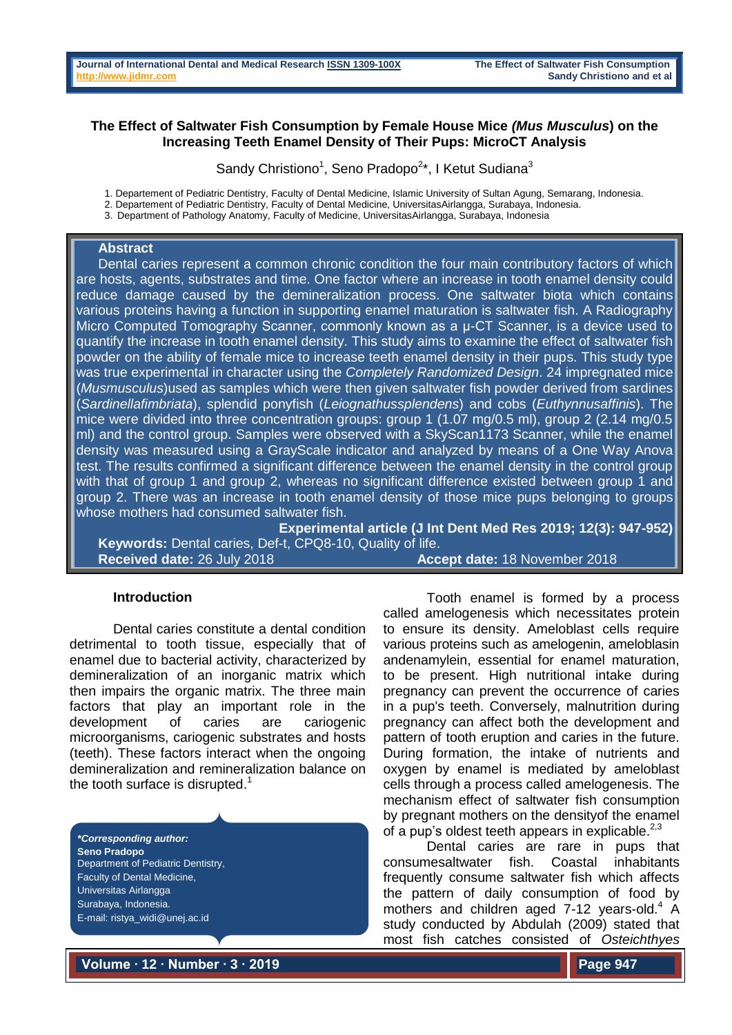# The Effect of Saltwater Fish Consumption by Female House Mice *(Mus Musculus)* on the Increasing Teeth Enamel Density of Their Pups: MicroCT Analysis

Sandy Christiono[1], Seno Pradopo[2]*, I Ketut Sudiana[3]

1. Departement of Pediatric Dentistry, Faculty of Dental Medicine, Islamic University of Sultan Agung, Semarang, Indonesia.
2. Departement of Pediatric Dentistry, Faculty of Dental Medicine, UniversitasAirlangga, Surabaya, Indonesia.
3. Department of Pathology Anatomy, Faculty of Medicine, UniversitasAirlangga, Surabaya, Indonesia

## Abstract

Dental caries represent a common chronic condition the four main contributory factors of which are hosts, agents, substrates and time. One factor where an increase in tooth enamel density could reduce damage caused by the demineralization process. One saltwater biota which contains various proteins having a function in supporting enamel maturation is saltwater fish. A Radiography Micro Computed Tomography Scanner, commonly known as a µ-CT Scanner, is a device used to quantify the increase in tooth enamel density. This study aims to examine the effect of saltwater fish powder on the ability of female mice to increase teeth enamel density in their pups. This study type was true experimental in character using the *Completely Randomized Design*. 24 impregnated mice (*Musmusculus*)used as samples which were then given saltwater fish powder derived from sardines (*Sardinellafimbriata*), splendid ponyfish (*Leiognathussplendens*) and cobs (*Euthynnusaffinis*). The mice were divided into three concentration groups: group 1 (1.07 mg/0.5 ml), group 2 (2.14 mg/0.5 ml) and the control group. Samples were observed with a SkyScan1173 Scanner, while the enamel density was measured using a GrayScale indicator and analyzed by means of a One Way Anova test. The results confirmed a significant difference between the enamel density in the control group with that of group 1 and group 2, whereas no significant difference existed between group 1 and group 2. There was an increase in tooth enamel density of those mice pups belonging to groups whose mothers had consumed saltwater fish.

**Experimental article (J Int Dent Med Res 2019; 12(3): 947-952)**

**Keywords:** Dental caries, Def-t, CPQ8-10, Quality of life.

**Received date:** 26 July 2018 **Accept date:** 18 November 2018

## Introduction

Dental caries constitute a dental condition detrimental to tooth tissue, especially that of enamel due to bacterial activity, characterized by demineralization of an inorganic matrix which then impairs the organic matrix. The three main factors that play an important role in the development of caries are cariogenic microorganisms, cariogenic substrates and hosts (teeth). These factors interact when the ongoing demineralization and remineralization balance on the tooth surface is disrupted.[1]

Tooth enamel is formed by a process called amelogenesis which necessitates protein to ensure its density. Ameloblast cells require various proteins such as amelogenin, ameloblasin andenamylein, essential for enamel maturation, to be present. High nutritional intake during pregnancy can prevent the occurrence of caries in a pup's teeth. Conversely, malnutrition during pregnancy can affect both the development and pattern of tooth eruption and caries in the future. During formation, the intake of nutrients and oxygen by enamel is mediated by ameloblast cells through a process called amelogenesis. The mechanism effect of saltwater fish consumption by pregnant mothers on the densityof the enamel of a pup's oldest teeth appears in explicable.[2,3]

Dental caries are rare in pups that consumesaltwater fish. Coastal inhabitants frequently consume saltwater fish which affects the pattern of daily consumption of food by mothers and children aged 7-12 years-old.[4] A study conducted by Abdulah (2009) stated that most fish catches consisted of *Osteichthyes*

***Corresponding author:**
**Seno Pradopo**
Department of Pediatric Dentistry,
Faculty of Dental Medicine,
Universitas Airlangga
Surabaya, Indonesia.
E-mail: ristya_widi@unej.ac.id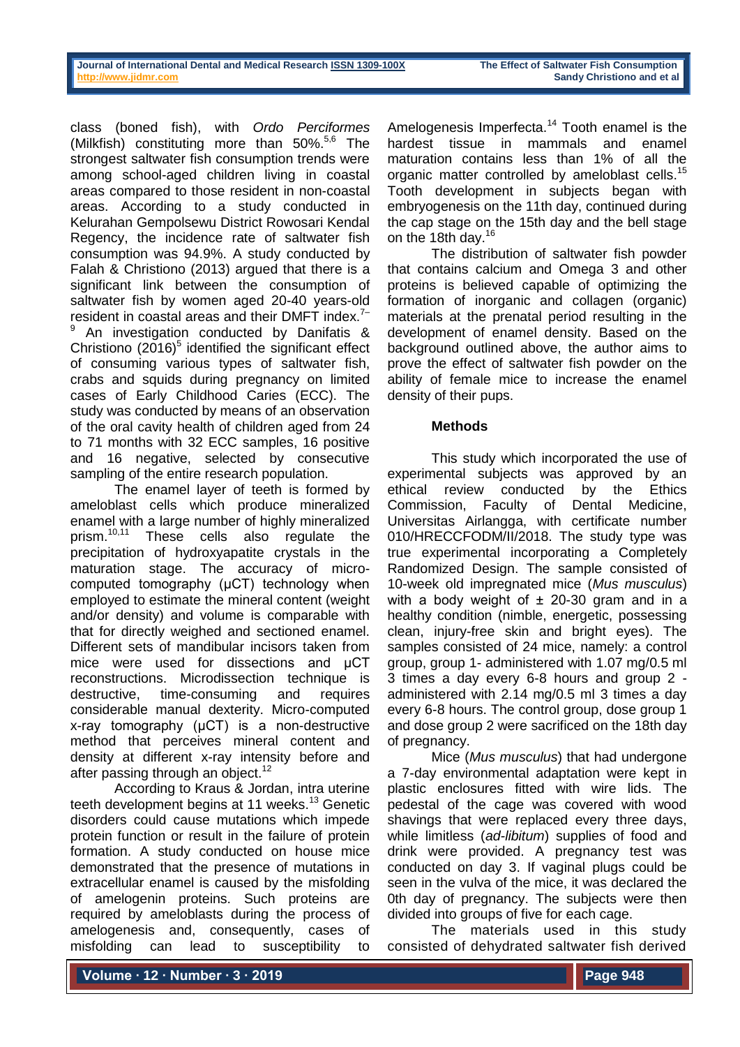class (boned fish), with *Ordo Perciformes* (Milkfish) constituting more than 50%.[5,6] The strongest saltwater fish consumption trends were among school-aged children living in coastal areas compared to those resident in non-coastal areas. According to a study conducted in Kelurahan Gempolsewu District Rowosari Kendal Regency, the incidence rate of saltwater fish consumption was 94.9%. A study conducted by Falah & Christiono (2013) argued that there is a significant link between the consumption of saltwater fish by women aged 20-40 years-old resident in coastal areas and their DMFT index.[7–9] An investigation conducted by Danifatis & Christiono (2016)[5] identified the significant effect of consuming various types of saltwater fish, crabs and squids during pregnancy on limited cases of Early Childhood Caries (ECC). The study was conducted by means of an observation of the oral cavity health of children aged from 24 to 71 months with 32 ECC samples, 16 positive and 16 negative, selected by consecutive sampling of the entire research population.

The enamel layer of teeth is formed by ameloblast cells which produce mineralized enamel with a large number of highly mineralized prism.[10,11] These cells also regulate the precipitation of hydroxyapatite crystals in the maturation stage. The accuracy of micro-computed tomography (µCT) technology when employed to estimate the mineral content (weight and/or density) and volume is comparable with that for directly weighed and sectioned enamel. Different sets of mandibular incisors taken from mice were used for dissections and µCT reconstructions. Microdissection technique is destructive, time-consuming and requires considerable manual dexterity. Micro-computed x-ray tomography (µCT) is a non-destructive method that perceives mineral content and density at different x-ray intensity before and after passing through an object.[12]

According to Kraus & Jordan, intra uterine teeth development begins at 11 weeks.[13] Genetic disorders could cause mutations which impede protein function or result in the failure of protein formation. A study conducted on house mice demonstrated that the presence of mutations in extracellular enamel is caused by the misfolding of amelogenin proteins. Such proteins are required by ameloblasts during the process of amelogenesis and, consequently, cases of misfolding can lead to susceptibility to Amelogenesis Imperfecta.[14] Tooth enamel is the hardest tissue in mammals and enamel maturation contains less than 1% of all the organic matter controlled by ameloblast cells.[15] Tooth development in subjects began with embryogenesis on the 11th day, continued during the cap stage on the 15th day and the bell stage on the 18th day.[16]

The distribution of saltwater fish powder that contains calcium and Omega 3 and other proteins is believed capable of optimizing the formation of inorganic and collagen (organic) materials at the prenatal period resulting in the development of enamel density. Based on the background outlined above, the author aims to prove the effect of saltwater fish powder on the ability of female mice to increase the enamel density of their pups.

## Methods

This study which incorporated the use of experimental subjects was approved by an ethical review conducted by the Ethics Commission, Faculty of Dental Medicine, Universitas Airlangga, with certificate number 010/HRECCFODM/II/2018. The study type was true experimental incorporating a Completely Randomized Design. The sample consisted of 10-week old impregnated mice (*Mus musculus*) with a body weight of ± 20-30 gram and in a healthy condition (nimble, energetic, possessing clean, injury-free skin and bright eyes). The samples consisted of 24 mice, namely: a control group, group 1- administered with 1.07 mg/0.5 ml 3 times a day every 6-8 hours and group 2 - administered with 2.14 mg/0.5 ml 3 times a day every 6-8 hours. The control group, dose group 1 and dose group 2 were sacrificed on the 18th day of pregnancy.

Mice (*Mus musculus*) that had undergone a 7-day environmental adaptation were kept in plastic enclosures fitted with wire lids. The pedestal of the cage was covered with wood shavings that were replaced every three days, while limitless (*ad-libitum*) supplies of food and drink were provided. A pregnancy test was conducted on day 3. If vaginal plugs could be seen in the vulva of the mice, it was declared the 0th day of pregnancy. The subjects were then divided into groups of five for each cage.

The materials used in this study consisted of dehydrated saltwater fish derived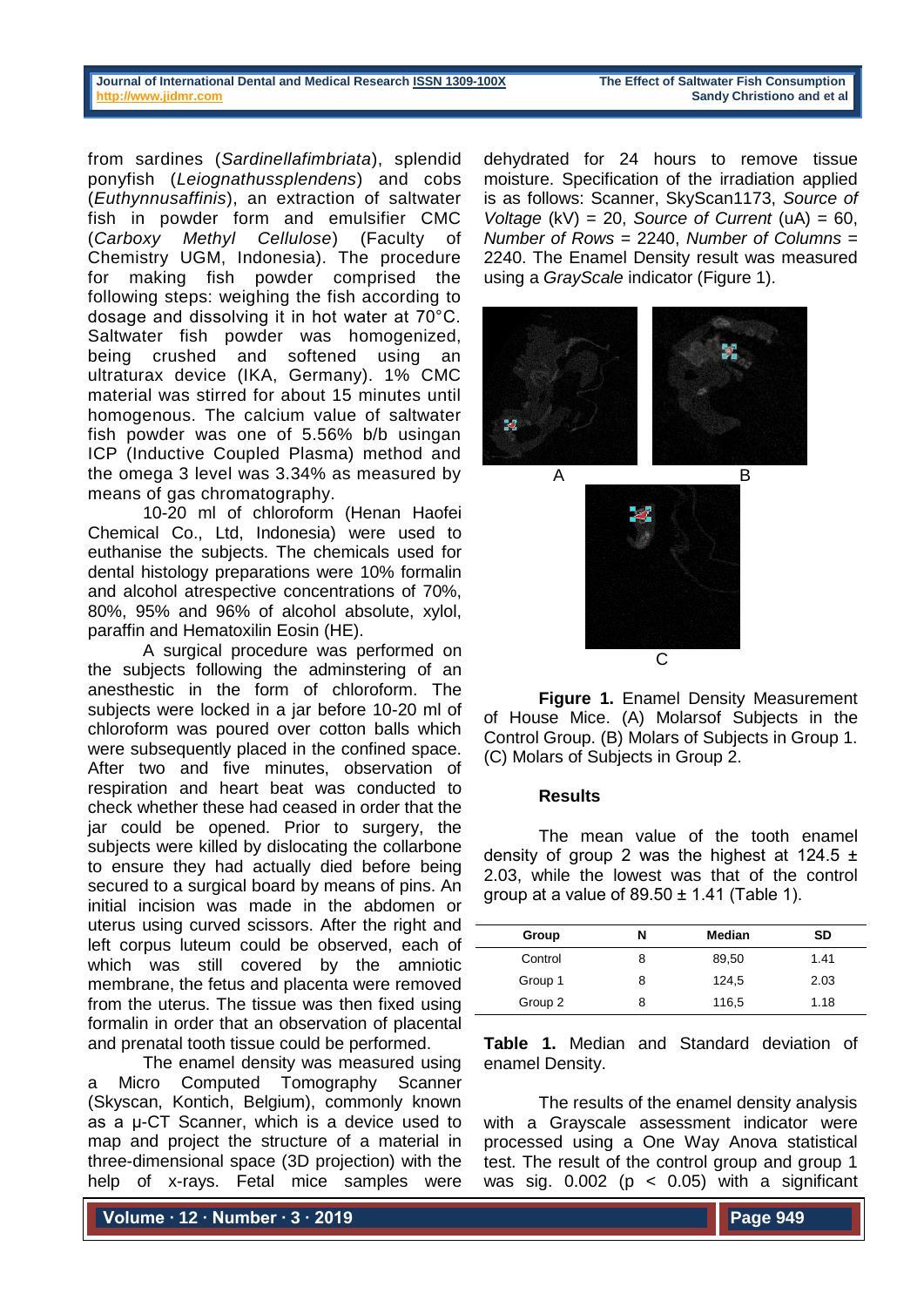from sardines (*Sardinellafimbriata*), splendid ponyfish (*Leiognathussplendens*) and cobs (*Euthynnusaffinis*), an extraction of saltwater fish in powder form and emulsifier CMC (*Carboxy Methyl Cellulose*) (Faculty of Chemistry UGM, Indonesia). The procedure for making fish powder comprised the following steps: weighing the fish according to dosage and dissolving it in hot water at 70°C. Saltwater fish powder was homogenized, being crushed and softened using an ultraturax device (IKA, Germany). 1% CMC material was stirred for about 15 minutes until homogenous. The calcium value of saltwater fish powder was one of 5.56% b/b usingan ICP (Inductive Coupled Plasma) method and the omega 3 level was 3.34% as measured by means of gas chromatography.

10-20 ml of chloroform (Henan Haofei Chemical Co., Ltd, Indonesia) were used to euthanise the subjects. The chemicals used for dental histology preparations were 10% formalin and alcohol atrespective concentrations of 70%, 80%, 95% and 96% of alcohol absolute, xylol, paraffin and Hematoxilin Eosin (HE).

A surgical procedure was performed on the subjects following the adminstering of an anesthetic in the form of chloroform. The subjects were locked in a jar before 10-20 ml of chloroform was poured over cotton balls which were subsequently placed in the confined space. After two and five minutes, observation of respiration and heart beat was conducted to check whether these had ceased in order that the jar could be opened. Prior to surgery, the subjects were killed by dislocating the collarbone to ensure they had actually died before being secured to a surgical board by means of pins. An initial incision was made in the abdomen or uterus using curved scissors. After the right and left corpus luteum could be observed, each of which was still covered by the amniotic membrane, the fetus and placenta were removed from the uterus. The tissue was then fixed using formalin in order that an observation of placental and prenatal tooth tissue could be performed.

The enamel density was measured using a Micro Computed Tomography Scanner (Skyscan, Kontich, Belgium), commonly known as a μ-CT Scanner, which is a device used to map and project the structure of a material in three-dimensional space (3D projection) with the help of x-rays. Fetal mice samples were dehydrated for 24 hours to remove tissue moisture. Specification of the irradiation applied is as follows: Scanner, SkyScan1173, *Source of Voltage* (kV) = 20, *Source of Current* (uA) = 60, *Number of Rows* = 2240, *Number of Columns* = 2240. The Enamel Density result was measured using a *GrayScale* indicator (Figure 1).

**Figure 1.** Enamel Density Measurement of House Mice. (A) Molarsof Subjects in the Control Group. (B) Molars of Subjects in Group 1. (C) Molars of Subjects in Group 2.

## Results

The mean value of the tooth enamel density of group 2 was the highest at 124.5 ± 2.03, while the lowest was that of the control group at a value of 89.50 ± 1.41 (Table 1).

| Group | N | Median | SD |
|---|---|---|---|
| Control | 8 | 89,50 | 1.41 |
| Group 1 | 8 | 124,5 | 2.03 |
| Group 2 | 8 | 116,5 | 1.18 |

**Table 1.** Median and Standard deviation of enamel Density.

The results of the enamel density analysis with a Grayscale assessment indicator were processed using a One Way Anova statistical test. The result of the control group and group 1 was sig. 0.002 ($p < 0.05$) with a significant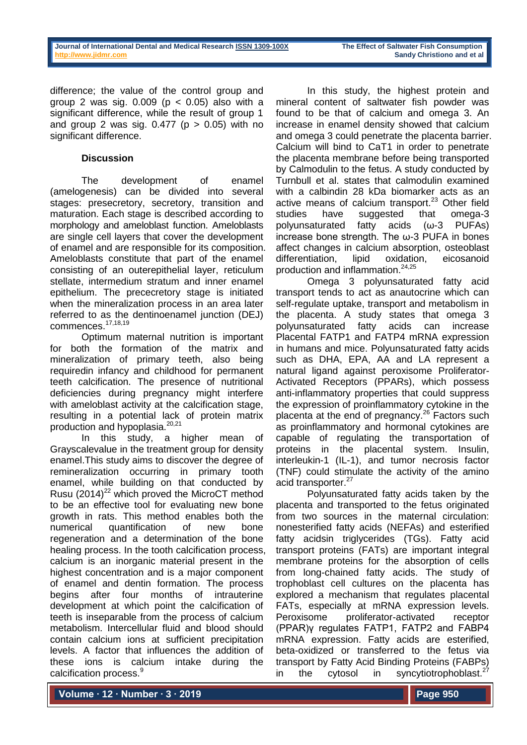difference; the value of the control group and group 2 was sig. 0.009 ($p < 0.05$) also with a significant difference, while the result of group 1 and group 2 was sig. 0.477 ($p > 0.05$) with no significant difference.

## Discussion

The development of enamel (amelogenesis) can be divided into several stages: presecretory, secretory, transition and maturation. Each stage is described according to morphology and ameloblast function. Ameloblasts are single cell layers that cover the development of enamel and are responsible for its composition. Ameloblasts constitute that part of the enamel consisting of an outerepithelial layer, reticulum stellate, intermedium stratum and inner enamel epithelium. The prececretory stage is initiated when the mineralization process in an area later referred to as the dentinoenamel junction (DEJ) commences.[17,18,19]

Optimum maternal nutrition is important for both the formation of the matrix and mineralization of primary teeth, also being requiredin infancy and childhood for permanent teeth calcification. The presence of nutritional deficiencies during pregnancy might interfere with ameloblast activity at the calcification stage, resulting in a potential lack of protein matrix production and hypoplasia.[20,21]

In this study, a higher mean of Grayscalevalue in the treatment group for density enamel.This study aims to discover the degree of remineralization occurring in primary tooth enamel, while building on that conducted by Rusu (2014)[22] which proved the MicroCT method to be an effective tool for evaluating new bone growth in rats. This method enables both the numerical quantification of new bone regeneration and a determination of the bone healing process. In the tooth calcification process, calcium is an inorganic material present in the highest concentration and is a major component of enamel and dentin formation. The process begins after four months of intrauterine development at which point the calcification of teeth is inseparable from the process of calcium metabolism. Intercellular fluid and blood should contain calcium ions at sufficient precipitation levels. A factor that influences the addition of these ions is calcium intake during the calcification process.[9]

In this study, the highest protein and mineral content of saltwater fish powder was found to be that of calcium and omega 3. An increase in enamel density showed that calcium and omega 3 could penetrate the placenta barrier. Calcium will bind to CaT1 in order to penetrate the placenta membrane before being transported by Calmodulin to the fetus. A study conducted by Turnbull et al. states that calmodulin examined with a calbindin 28 kDa biomarker acts as an active means of calcium transport.[23] Other field studies have suggested that omega-3 polyunsaturated fatty acids (ω-3 PUFAs) increase bone strength. The ω-3 PUFA in bones affect changes in calcium absorption, osteoblast differentiation, lipid oxidation, eicosanoid production and inflammation.[24,25]

Omega 3 polyunsaturated fatty acid transport tends to act as anautocrine which can self-regulate uptake, transport and metabolism in the placenta. A study states that omega 3 polyunsaturated fatty acids can increase Placental FATP1 and FATP4 mRNA expression in humans and mice. Polyunsaturated fatty acids such as DHA, EPA, AA and LA represent a natural ligand against peroxisome Proliferator-Activated Receptors (PPARs), which possess anti-inflammatory properties that could suppress the expression of proinflammatory cytokine in the placenta at the end of pregnancy.[26] Factors such as proinflammatory and hormonal cytokines are capable of regulating the transportation of proteins in the placental system. Insulin, interleukin-1 (IL-1), and tumor necrosis factor (TNF) could stimulate the activity of the amino acid transporter.[27]

Polyunsaturated fatty acids taken by the placenta and transported to the fetus originated from two sources in the maternal circulation: nonesterified fatty acids (NEFAs) and esterified fatty acidsin triglycerides (TGs). Fatty acid transport proteins (FATs) are important integral membrane proteins for the absorption of cells from long-chained fatty acids. The study of trophoblast cell cultures on the placenta has explored a mechanism that regulates placental FATs, especially at mRNA expression levels. Peroxisome proliferator-activated receptor (PPAR)γ regulates FATP1, FATP2 and FABP4 mRNA expression. Fatty acids are esterified, beta-oxidized or transferred to the fetus via transport by Fatty Acid Binding Proteins (FABPs) in the cytosol in syncytiotrophoblast.[27]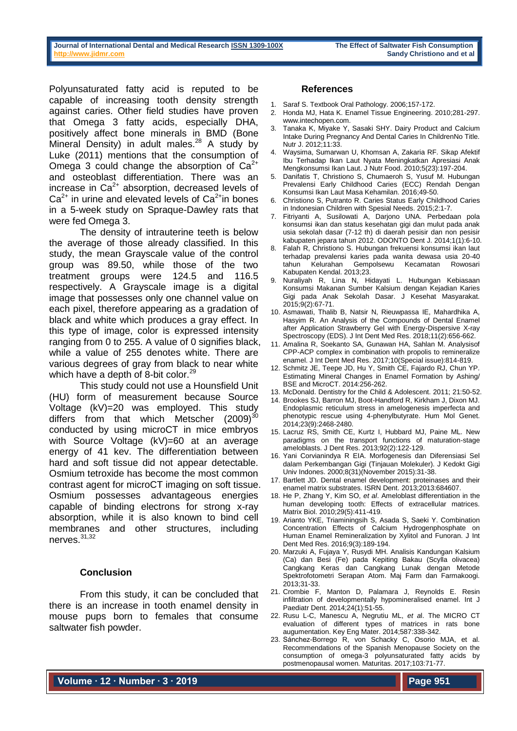Polyunsaturated fatty acid is reputed to be capable of increasing tooth density strength against caries. Other field studies have proven that Omega 3 fatty acids, especially DHA, positively affect bone minerals in BMD (Bone Mineral Density) in adult males.[28] A study by Luke (2011) mentions that the consumption of Omega 3 could change the absorption of $Ca^{2+}$ and osteoblast differentiation. There was an increase in $Ca^{2+}$ absorption, decreased levels of $Ca^{2+}$ in urine and elevated levels of $Ca^{2+}$in bones in a 5-week study on Spraque-Dawley rats that were fed Omega 3.

The density of intrauterine teeth is below the average of those already classified. In this study, the mean Grayscale value of the control group was 89.50, while those of the two treatment groups were 124.5 and 116.5 respectively. A Grayscale image is a digital image that possesses only one channel value on each pixel, therefore appearing as a gradation of black and white which produces a gray effect. In this type of image, color is expressed intensity ranging from 0 to 255. A value of 0 signifies black, while a value of 255 denotes white. There are various degrees of gray from black to near white which have a depth of 8-bit color.[29]

This study could not use a Hounsfield Unit (HU) form of measurement because Source Voltage (kV)=20 was employed. This study differs from that which Metscher (2009)[30] conducted by using microCT in mice embryos with Source Voltage (kV)=60 at an average energy of 41 kev. The differentiation between hard and soft tissue did not appear detectable. Osmium tetroxide has become the most common contrast agent for microCT imaging on soft tissue. Osmium possesses advantageous energies capable of binding electrons for strong x-ray absorption, while it is also known to bind cell membranes and other structures, including nerves.[31,32]

## Conclusion

From this study, it can be concluded that there is an increase in tooth enamel density in mouse pups born to females that consume saltwater fish powder.

## References

1. Saraf S. Textbook Oral Pathology. 2006;157-172.
2. Honda MJ, Hata K. Enamel Tissue Engineering. 2010;281-297. www.intechopen.com.
3. Tanaka K, Miyake Y, Sasaki SHY. Dairy Product and Calcium Intake During Pregnancy And Dental Caries In ChildrenNo Title. Nutr J. 2012;11:33.
4. Waysima, Sumarwan U, Khomsan A, Zakaria RF. Sikap Afektif Ibu Terhadap Ikan Laut Nyata Meningkatkan Apresiasi Anak Mengkonsumsi Ikan Laut. J Nutr Food. 2010;5(23):197-204.
5. Danifatis T, Christiono S, Chumaeroh S, Yusuf M. Hubungan Prevalensi Early Childhood Caries (ECC) Rendah Dengan Konsumsi Ikan Laut Masa Kehamilan. 2016;49-50.
6. Christiono S, Putranto R. Caries Status Early Childhood Caries in Indonesian Children with Spesial Needs. 2015;2:1-7.
7. Fitriyanti A, Susilowati A, Darjono UNA. Perbedaan pola konsumsi ikan dan status kesehatan gigi dan mulut pada anak usia sekolah dasar (7-12 th) di daerah pesisir dan non pesisir kabupaten jepara tahun 2012. ODONTO Dent J. 2014;1(1):6-10.
8. Falah R, Christiono S. Hubungan frekuensi konsumsi ikan laut terhadap prevalensi karies pada wanita dewasa usia 20-40 tahun Kelurahan Gempolsewu Kecamatan Rowosari Kabupaten Kendal. 2013;23.
9. Nuraliyah R, Lina N, Hidayati L. Hubungan Kebiasaan Konsumsi Makanan Sumber Kalsium dengan Kejadian Karies Gigi pada Anak Sekolah Dasar. J Kesehat Masyarakat. 2015;9(2):67-71.
10. Asmawati, Thalib B, Natsir N, Rieuwpassa IE, Mahardhika A, Hasyim R. An Analysis of the Compounds of Dental Enamel after Application Strawberry Gel with Energy-Dispersive X-ray Spectroscopy (EDS). J Int Dent Med Res. 2018;11(2):656-662.
11. Amalina R, Soekanto SA, Gunawan HA, Sahlan M. Analysisof CPP-ACP complex in combination with propolis to remineralize enamel. J Int Dent Med Res. 2017;10(Special issue):814-819.
12. Schmitz JE, Teepe JD, Hu Y, Smith CE, Fajardo RJ, Chun YP. Estimating Mineral Changes in Enamel Formation by Ashing/ BSE and MicroCT. 2014:256-262.
13. McDonald. Dentistry for the Child & Adolescent. 2011; 21:50-52.
14. Brookes SJ, Barron MJ, Boot-Handford R, Kirkham J, Dixon MJ. Endoplasmic reticulum stress in amelogenesis imperfecta and phenotypic rescue using 4-phenylbutyrate. Hum Mol Genet. 2014;23(9):2468-2480.
15. Lacruz RS, Smith CE, Kurtz I, Hubbard MJ, Paine ML. New paradigms on the transport functions of maturation-stage ameloblasts. J Dent Res. 2013;92(2):122-129.
16. Yani Corvianindya R EIA. Morfogenesis dan Diferensiasi Sel dalam Perkembangan Gigi (Tinjauan Molekuler). J Kedokt Gigi Univ Indones. 2000;8(31)(November 2015):31-38.
17. Bartlett JD. Dental enamel development: proteinases and their enamel matrix substrates. ISRN Dent. 2013;2013:684607.
18. He P, Zhang Y, Kim SO, *et al*. Ameloblast differentiation in the human developing tooth: Effects of extracellular matrices. Matrix Biol. 2010;29(5):411-419.
19. Arianto YKE, Triaminingsih S, Asada S, Saeki Y. Combination Concentration Effects of Calcium Hydrogenphosphate on Human Enamel Remineralization by Xylitol and Funoran. J Int Dent Med Res. 2016;9(3):189-194.
20. Marzuki A, Fujaya Y, Rusydi MH. Analisis Kandungan Kalsium (Ca) dan Besi (Fe) pada Kepiting Bakau (Scylla olivacea) Cangkang Keras dan Cangkang Lunak dengan Metode Spektrofotometri Serapan Atom. Maj Farm dan Farmakoogi. 2013;31-33.
21. Crombie F, Manton D, Palamara J, Reynolds E. Resin infiltration of developmentally hypomineralised enamel. Int J Paediatr Dent. 2014;24(1):51-55.
22. Rusu L-C, Manescu A, Negrutiu ML, *et al*. The MICRO CT evaluation of different types of matrices in rats bone augumentation. Key Eng Mater. 2014;587:338-342.
23. Sánchez-Borrego R, von Schacky C, Osorio MJA, et al. Recommendations of the Spanish Menopause Society on the consumption of omega-3 polyunsaturated fatty acids by postmenopausal women. Maturitas. 2017;103:71-77.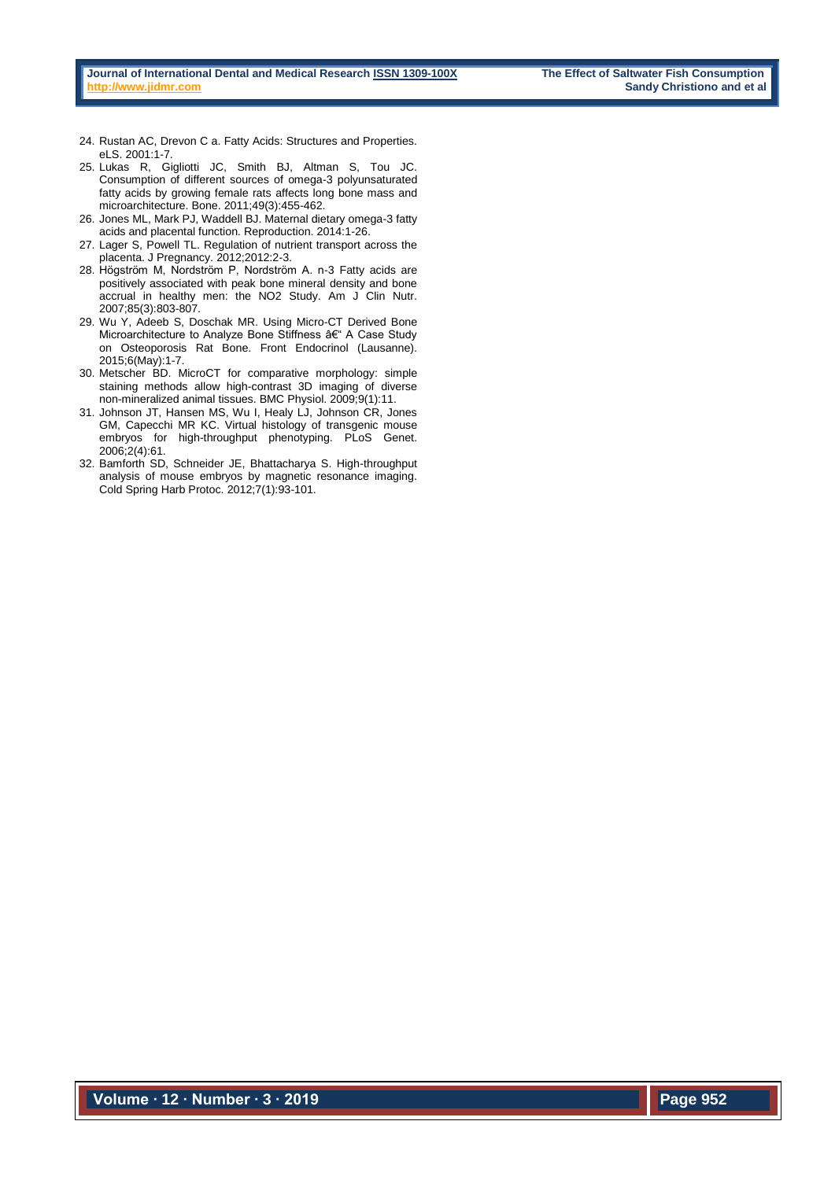24. Rustan AC, Drevon C a. Fatty Acids: Structures and Properties. eLS. 2001:1-7.
25. Lukas R, Gigliotti JC, Smith BJ, Altman S, Tou JC. Consumption of different sources of omega-3 polyunsaturated fatty acids by growing female rats affects long bone mass and microarchitecture. Bone. 2011;49(3):455-462.
26. Jones ML, Mark PJ, Waddell BJ. Maternal dietary omega-3 fatty acids and placental function. Reproduction. 2014:1-26.
27. Lager S, Powell TL. Regulation of nutrient transport across the placenta. J Pregnancy. 2012;2012:2-3.
28. Högström M, Nordström P, Nordström A. n-3 Fatty acids are positively associated with peak bone mineral density and bone accrual in healthy men: the NO2 Study. Am J Clin Nutr. 2007;85(3):803-807.
29. Wu Y, Adeeb S, Doschak MR. Using Micro-CT Derived Bone Microarchitecture to Analyze Bone Stiffness â€" A Case Study on Osteoporosis Rat Bone. Front Endocrinol (Lausanne). 2015;6(May):1-7.
30. Metscher BD. MicroCT for comparative morphology: simple staining methods allow high-contrast 3D imaging of diverse non-mineralized animal tissues. BMC Physiol. 2009;9(1):11.
31. Johnson JT, Hansen MS, Wu I, Healy LJ, Johnson CR, Jones GM, Capecchi MR KC. Virtual histology of transgenic mouse embryos for high-throughput phenotyping. PLoS Genet. 2006;2(4):61.
32. Bamforth SD, Schneider JE, Bhattacharya S. High-throughput analysis of mouse embryos by magnetic resonance imaging. Cold Spring Harb Protoc. 2012;7(1):93-101.